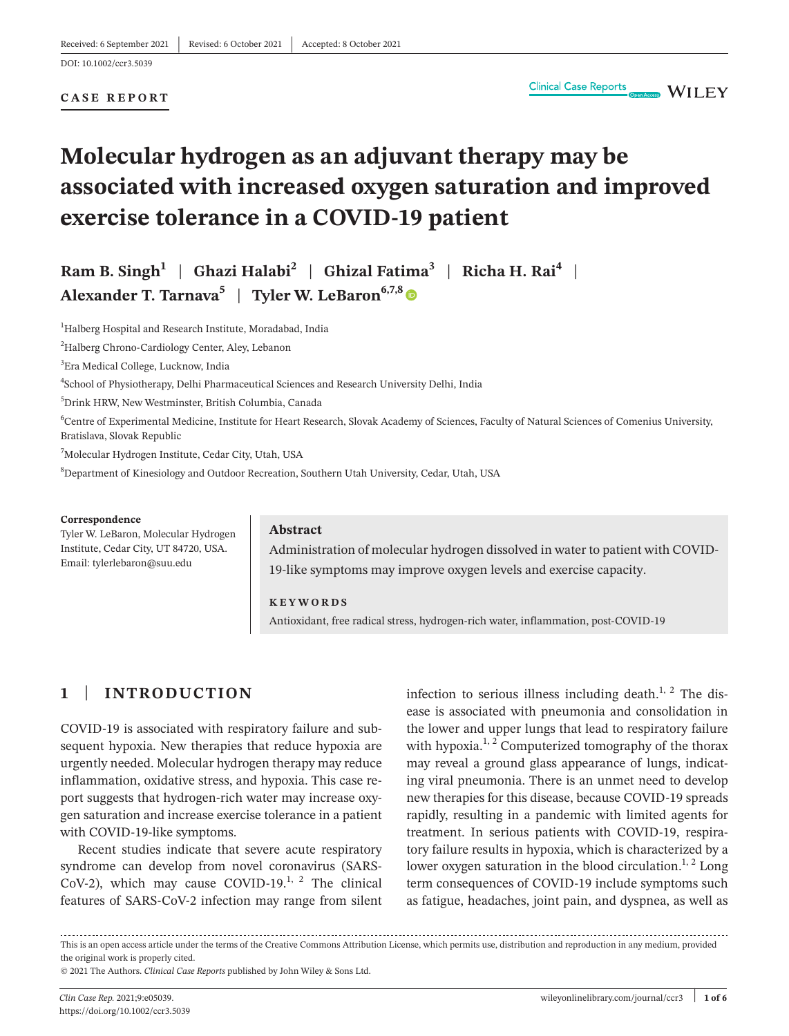Received: 6 September 2021 | Revised: 6 October 2021 | Accepted: 8 October 2021

DOI: 10.1002/ccr3.5039

**CASE REPORT**

# Molecular hydrogen as an adjuvant therapy may be associated with increased oxygen saturation and improved exercise tolerance in a COVID-19 patient

**Ram B. Singh**[1] | **Ghazi Halabi**[2] | **Ghizal Fatima**[3] | **Richa H. Rai**[4] | **Alexander T. Tarnava**[5] | **Tyler W. LeBaron**[6,7,8]

[1]Halberg Hospital and Research Institute, Moradabad, India

[2]Halberg Chrono-Cardiology Center, Aley, Lebanon

[3]Era Medical College, Lucknow, India

[4]School of Physiotherapy, Delhi Pharmaceutical Sciences and Research University Delhi, India

[5]Drink HRW, New Westminster, British Columbia, Canada

[6]Centre of Experimental Medicine, Institute for Heart Research, Slovak Academy of Sciences, Faculty of Natural Sciences of Comenius University, Bratislava, Slovak Republic

[7]Molecular Hydrogen Institute, Cedar City, Utah, USA

[8]Department of Kinesiology and Outdoor Recreation, Southern Utah University, Cedar, Utah, USA

**Correspondence**
Tyler W. LeBaron, Molecular Hydrogen Institute, Cedar City, UT 84720, USA.
Email: tylerlebaron@suu.edu

## Abstract

Administration of molecular hydrogen dissolved in water to patient with COVID-19-like symptoms may improve oxygen levels and exercise capacity.

**KEYWORDS**

Antioxidant, free radical stress, hydrogen-rich water, inflammation, post-COVID-19

## 1 | INTRODUCTION

COVID-19 is associated with respiratory failure and subsequent hypoxia. New therapies that reduce hypoxia are urgently needed. Molecular hydrogen therapy may reduce inflammation, oxidative stress, and hypoxia. This case report suggests that hydrogen-rich water may increase oxygen saturation and increase exercise tolerance in a patient with COVID-19-like symptoms.

Recent studies indicate that severe acute respiratory syndrome can develop from novel coronavirus (SARS-CoV-2), which may cause COVID-19.[1,2] The clinical features of SARS-CoV-2 infection may range from silent infection to serious illness including death.[1,2] The disease is associated with pneumonia and consolidation in the lower and upper lungs that lead to respiratory failure with hypoxia.[1,2] Computerized tomography of the thorax may reveal a ground glass appearance of lungs, indicating viral pneumonia. There is an unmet need to develop new therapies for this disease, because COVID-19 spreads rapidly, resulting in a pandemic with limited agents for treatment. In serious patients with COVID-19, respiratory failure results in hypoxia, which is characterized by a lower oxygen saturation in the blood circulation.[1,2] Long term consequences of COVID-19 include symptoms such as fatigue, headaches, joint pain, and dyspnea, as well as

This is an open access article under the terms of the Creative Commons Attribution License, which permits use, distribution and reproduction in any medium, provided the original work is properly cited.

© 2021 The Authors. *Clinical Case Reports* published by John Wiley & Sons Ltd.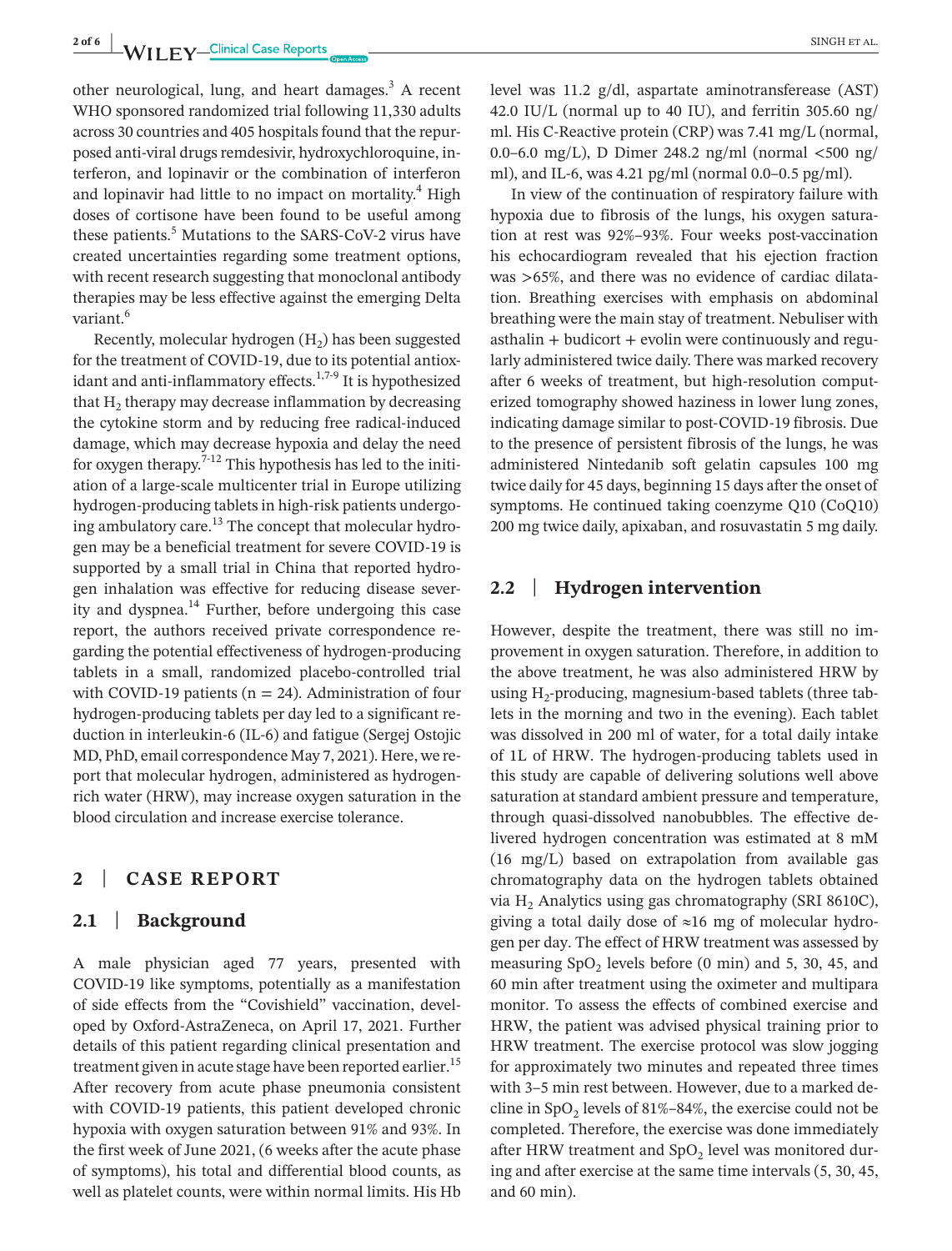other neurological, lung, and heart damages.[3] A recent WHO sponsored randomized trial following 11,330 adults across 30 countries and 405 hospitals found that the repurposed anti-viral drugs remdesivir, hydroxychloroquine, interferon, and lopinavir or the combination of interferon and lopinavir had little to no impact on mortality.[4] High doses of cortisone have been found to be useful among these patients.[5] Mutations to the SARS-CoV-2 virus have created uncertainties regarding some treatment options, with recent research suggesting that monoclonal antibody therapies may be less effective against the emerging Delta variant.[6]

Recently, molecular hydrogen ($H_2$) has been suggested for the treatment of COVID-19, due to its potential antioxidant and anti-inflammatory effects.[1,7-9] It is hypothesized that $H_2$ therapy may decrease inflammation by decreasing the cytokine storm and by reducing free radical-induced damage, which may decrease hypoxia and delay the need for oxygen therapy.[7-12] This hypothesis has led to the initiation of a large-scale multicenter trial in Europe utilizing hydrogen-producing tablets in high-risk patients undergoing ambulatory care.[13] The concept that molecular hydrogen may be a beneficial treatment for severe COVID-19 is supported by a small trial in China that reported hydrogen inhalation was effective for reducing disease severity and dyspnea.[14] Further, before undergoing this case report, the authors received private correspondence regarding the potential effectiveness of hydrogen-producing tablets in a small, randomized placebo-controlled trial with COVID-19 patients (n = 24). Administration of four hydrogen-producing tablets per day led to a significant reduction in interleukin-6 (IL-6) and fatigue (Sergej Ostojic MD, PhD, email correspondence May 7, 2021). Here, we report that molecular hydrogen, administered as hydrogen-rich water (HRW), may increase oxygen saturation in the blood circulation and increase exercise tolerance.

## 2 | CASE REPORT

### 2.1 | Background

A male physician aged 77 years, presented with COVID-19 like symptoms, potentially as a manifestation of side effects from the "Covishield" vaccination, developed by Oxford-AstraZeneca, on April 17, 2021. Further details of this patient regarding clinical presentation and treatment given in acute stage have been reported earlier.[15] After recovery from acute phase pneumonia consistent with COVID-19 patients, this patient developed chronic hypoxia with oxygen saturation between 91% and 93%. In the first week of June 2021, (6 weeks after the acute phase of symptoms), his total and differential blood counts, as well as platelet counts, were within normal limits. His Hb level was 11.2 g/dl, aspartate aminotransferease (AST) 42.0 IU/L (normal up to 40 IU), and ferritin 305.60 ng/ml. His C-Reactive protein (CRP) was 7.41 mg/L (normal, 0.0–6.0 mg/L), D Dimer 248.2 ng/ml (normal <500 ng/ml), and IL-6, was 4.21 pg/ml (normal 0.0–0.5 pg/ml).

In view of the continuation of respiratory failure with hypoxia due to fibrosis of the lungs, his oxygen saturation at rest was 92%–93%. Four weeks post-vaccination his echocardiogram revealed that his ejection fraction was >65%, and there was no evidence of cardiac dilatation. Breathing exercises with emphasis on abdominal breathing were the main stay of treatment. Nebuliser with asthalin + budicort + evolin were continuously and regularly administered twice daily. There was marked recovery after 6 weeks of treatment, but high-resolution computerized tomography showed haziness in lower lung zones, indicating damage similar to post-COVID-19 fibrosis. Due to the presence of persistent fibrosis of the lungs, he was administered Nintedanib soft gelatin capsules 100 mg twice daily for 45 days, beginning 15 days after the onset of symptoms. He continued taking coenzyme Q10 (CoQ10) 200 mg twice daily, apixaban, and rosuvastatin 5 mg daily.

### 2.2 | Hydrogen intervention

However, despite the treatment, there was still no improvement in oxygen saturation. Therefore, in addition to the above treatment, he was also administered HRW by using $H_2$-producing, magnesium-based tablets (three tablets in the morning and two in the evening). Each tablet was dissolved in 200 ml of water, for a total daily intake of 1L of HRW. The hydrogen-producing tablets used in this study are capable of delivering solutions well above saturation at standard ambient pressure and temperature, through quasi-dissolved nanobubbles. The effective delivered hydrogen concentration was estimated at 8 mM (16 mg/L) based on extrapolation from available gas chromatography data on the hydrogen tablets obtained via $H_2$ Analytics using gas chromatography (SRI 8610C), giving a total daily dose of ≈16 mg of molecular hydrogen per day. The effect of HRW treatment was assessed by measuring $SpO_2$ levels before (0 min) and 5, 30, 45, and 60 min after treatment using the oximeter and multipara monitor. To assess the effects of combined exercise and HRW, the patient was advised physical training prior to HRW treatment. The exercise protocol was slow jogging for approximately two minutes and repeated three times with 3–5 min rest between. However, due to a marked decline in $SpO_2$ levels of 81%–84%, the exercise could not be completed. Therefore, the exercise was done immediately after HRW treatment and $SpO_2$ level was monitored during and after exercise at the same time intervals (5, 30, 45, and 60 min).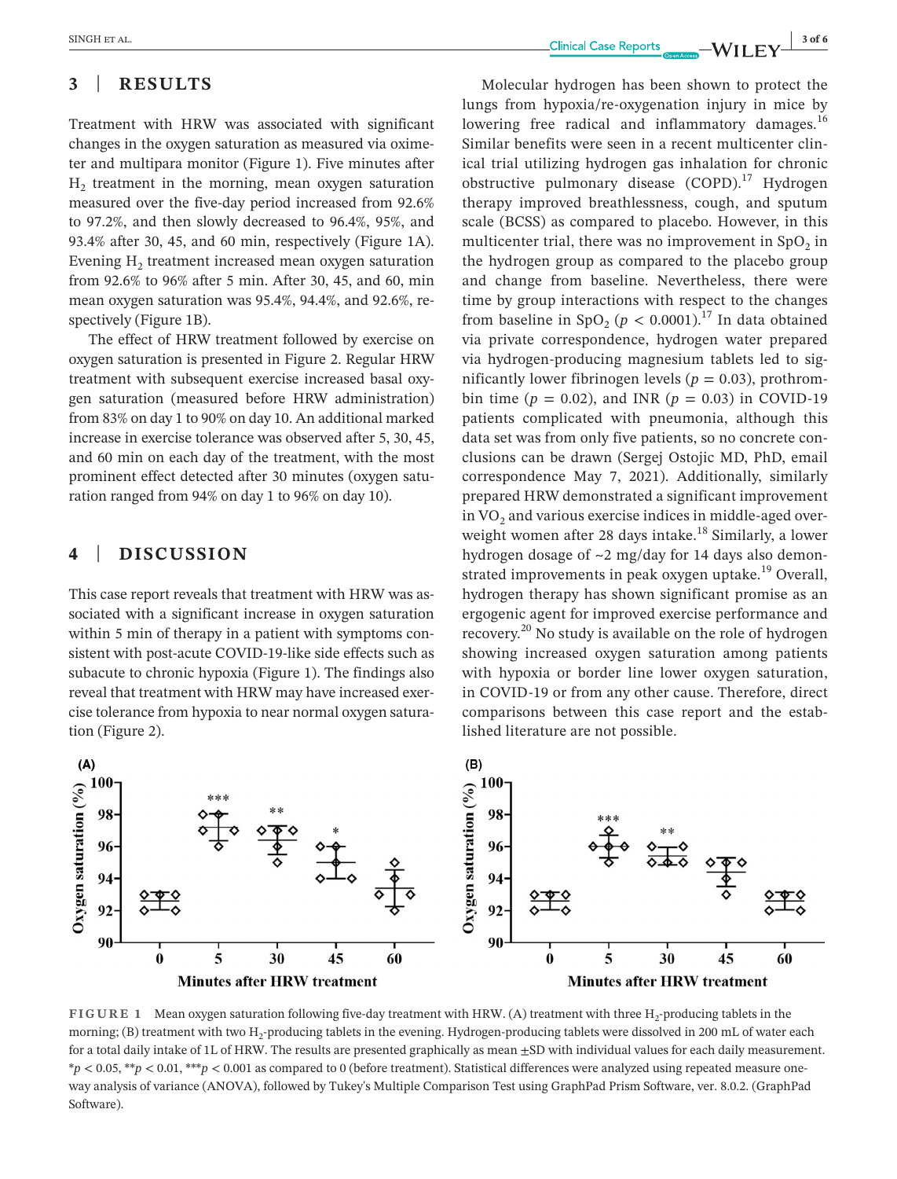## 3 | RESULTS

Treatment with HRW was associated with significant changes in the oxygen saturation as measured via oximeter and multipara monitor (Figure 1). Five minutes after $H_2$ treatment in the morning, mean oxygen saturation measured over the five-day period increased from 92.6% to 97.2%, and then slowly decreased to 96.4%, 95%, and 93.4% after 30, 45, and 60 min, respectively (Figure 1A). Evening $H_2$ treatment increased mean oxygen saturation from 92.6% to 96% after 5 min. After 30, 45, and 60, min mean oxygen saturation was 95.4%, 94.4%, and 92.6%, respectively (Figure 1B).

The effect of HRW treatment followed by exercise on oxygen saturation is presented in Figure 2. Regular HRW treatment with subsequent exercise increased basal oxygen saturation (measured before HRW administration) from 83% on day 1 to 90% on day 10. An additional marked increase in exercise tolerance was observed after 5, 30, 45, and 60 min on each day of the treatment, with the most prominent effect detected after 30 minutes (oxygen saturation ranged from 94% on day 1 to 96% on day 10).

## 4 | DISCUSSION

This case report reveals that treatment with HRW was associated with a significant increase in oxygen saturation within 5 min of therapy in a patient with symptoms consistent with post-acute COVID-19-like side effects such as subacute to chronic hypoxia (Figure 1). The findings also reveal that treatment with HRW may have increased exercise tolerance from hypoxia to near normal oxygen saturation (Figure 2).

Molecular hydrogen has been shown to protect the lungs from hypoxia/re-oxygenation injury in mice by lowering free radical and inflammatory damages.[16] Similar benefits were seen in a recent multicenter clinical trial utilizing hydrogen gas inhalation for chronic obstructive pulmonary disease (COPD).[17] Hydrogen therapy improved breathlessness, cough, and sputum scale (BCSS) as compared to placebo. However, in this multicenter trial, there was no improvement in $SpO_2$ in the hydrogen group as compared to the placebo group and change from baseline. Nevertheless, there were time by group interactions with respect to the changes from baseline in $SpO_2$ ($p < 0.0001$).[17] In data obtained via private correspondence, hydrogen water prepared via hydrogen-producing magnesium tablets led to significantly lower fibrinogen levels ($p = 0.03$), prothrombin time ($p = 0.02$), and INR ($p = 0.03$) in COVID-19 patients complicated with pneumonia, although this data set was from only five patients, so no concrete conclusions can be drawn (Sergej Ostojic MD, PhD, email correspondence May 7, 2021). Additionally, similarly prepared HRW demonstrated a significant improvement in $VO_2$ and various exercise indices in middle-aged overweight women after 28 days intake.[18] Similarly, a lower hydrogen dosage of ~2 mg/day for 14 days also demonstrated improvements in peak oxygen uptake.[19] Overall, hydrogen therapy has shown significant promise as an ergogenic agent for improved exercise performance and recovery.[20] No study is available on the role of hydrogen showing increased oxygen saturation among patients with hypoxia or border line lower oxygen saturation, in COVID-19 or from any other cause. Therefore, direct comparisons between this case report and the established literature are not possible.

**FIGURE 1** Mean oxygen saturation following five-day treatment with HRW. (A) treatment with three $H_2$-producing tablets in the morning; (B) treatment with two $H_2$-producing tablets in the evening. Hydrogen-producing tablets were dissolved in 200 mL of water each for a total daily intake of 1L of HRW. The results are presented graphically as mean ±SD with individual values for each daily measurement. \*$p < 0.05$, \*\*$p < 0.01$, \*\*\*$p < 0.001$ as compared to 0 (before treatment). Statistical differences were analyzed using repeated measure one-way analysis of variance (ANOVA), followed by Tukey's Multiple Comparison Test using GraphPad Prism Software, ver. 8.0.2. (GraphPad Software).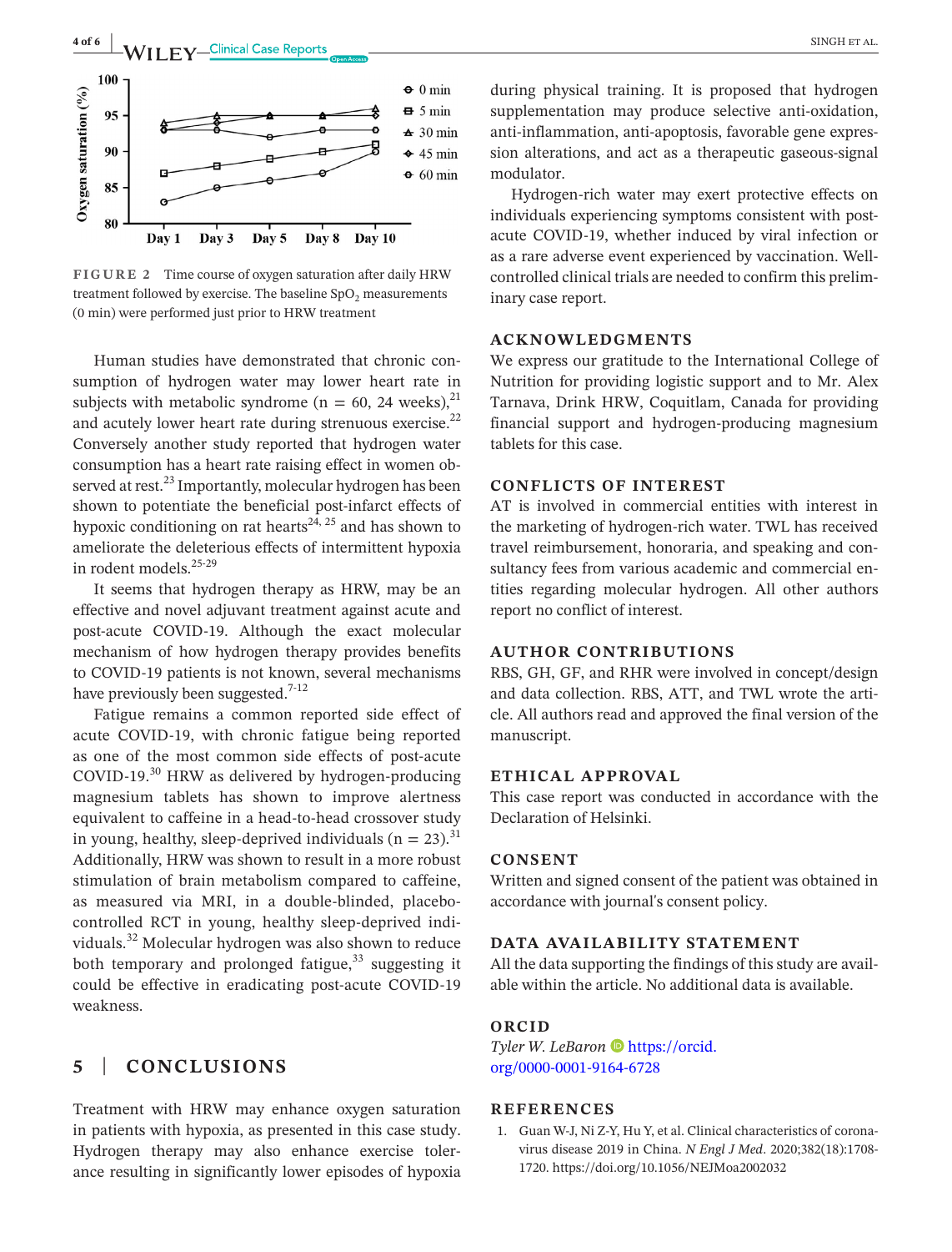FIGURE 2 Time course of oxygen saturation after daily HRW treatment followed by exercise. The baseline $SpO_2$ measurements (0 min) were performed just prior to HRW treatment

Human studies have demonstrated that chronic consumption of hydrogen water may lower heart rate in subjects with metabolic syndrome (n = 60, 24 weeks),[21] and acutely lower heart rate during strenuous exercise.[22] Conversely another study reported that hydrogen water consumption has a heart rate raising effect in women observed at rest.[23] Importantly, molecular hydrogen has been shown to potentiate the beneficial post-infarct effects of hypoxic conditioning on rat hearts[24, 25] and has shown to ameliorate the deleterious effects of intermittent hypoxia in rodent models.[25-29]

It seems that hydrogen therapy as HRW, may be an effective and novel adjuvant treatment against acute and post-acute COVID-19. Although the exact molecular mechanism of how hydrogen therapy provides benefits to COVID-19 patients is not known, several mechanisms have previously been suggested.[7-12]

Fatigue remains a common reported side effect of acute COVID-19, with chronic fatigue being reported as one of the most common side effects of post-acute COVID-19.[30] HRW as delivered by hydrogen-producing magnesium tablets has shown to improve alertness equivalent to caffeine in a head-to-head crossover study in young, healthy, sleep-deprived individuals (n = 23).[31] Additionally, HRW was shown to result in a more robust stimulation of brain metabolism compared to caffeine, as measured via MRI, in a double-blinded, placebo-controlled RCT in young, healthy sleep-deprived individuals.[32] Molecular hydrogen was also shown to reduce both temporary and prolonged fatigue,[33] suggesting it could be effective in eradicating post-acute COVID-19 weakness.

## 5 | CONCLUSIONS

Treatment with HRW may enhance oxygen saturation in patients with hypoxia, as presented in this case study. Hydrogen therapy may also enhance exercise tolerance resulting in significantly lower episodes of hypoxia during physical training. It is proposed that hydrogen supplementation may produce selective anti-oxidation, anti-inflammation, anti-apoptosis, favorable gene expression alterations, and act as a therapeutic gaseous-signal modulator.

Hydrogen-rich water may exert protective effects on individuals experiencing symptoms consistent with post-acute COVID-19, whether induced by viral infection or as a rare adverse event experienced by vaccination. Well-controlled clinical trials are needed to confirm this preliminary case report.

## ACKNOWLEDGMENTS

We express our gratitude to the International College of Nutrition for providing logistic support and to Mr. Alex Tarnava, Drink HRW, Coquitlam, Canada for providing financial support and hydrogen-producing magnesium tablets for this case.

## CONFLICTS OF INTEREST

AT is involved in commercial entities with interest in the marketing of hydrogen-rich water. TWL has received travel reimbursement, honoraria, and speaking and consultancy fees from various academic and commercial entities regarding molecular hydrogen. All other authors report no conflict of interest.

## AUTHOR CONTRIBUTIONS

RBS, GH, GF, and RHR were involved in concept/design and data collection. RBS, ATT, and TWL wrote the article. All authors read and approved the final version of the manuscript.

## ETHICAL APPROVAL

This case report was conducted in accordance with the Declaration of Helsinki.

## CONSENT

Written and signed consent of the patient was obtained in accordance with journal's consent policy.

## DATA AVAILABILITY STATEMENT

All the data supporting the findings of this study are available within the article. No additional data is available.

## ORCID

*Tyler W. LeBaron* https://orcid.org/0000-0001-9164-6728

## REFERENCES

1. Guan W-J, Ni Z-Y, Hu Y, et al. Clinical characteristics of coronavirus disease 2019 in China. *N Engl J Med*. 2020;382(18):1708-1720. https://doi.org/10.1056/NEJMoa2002032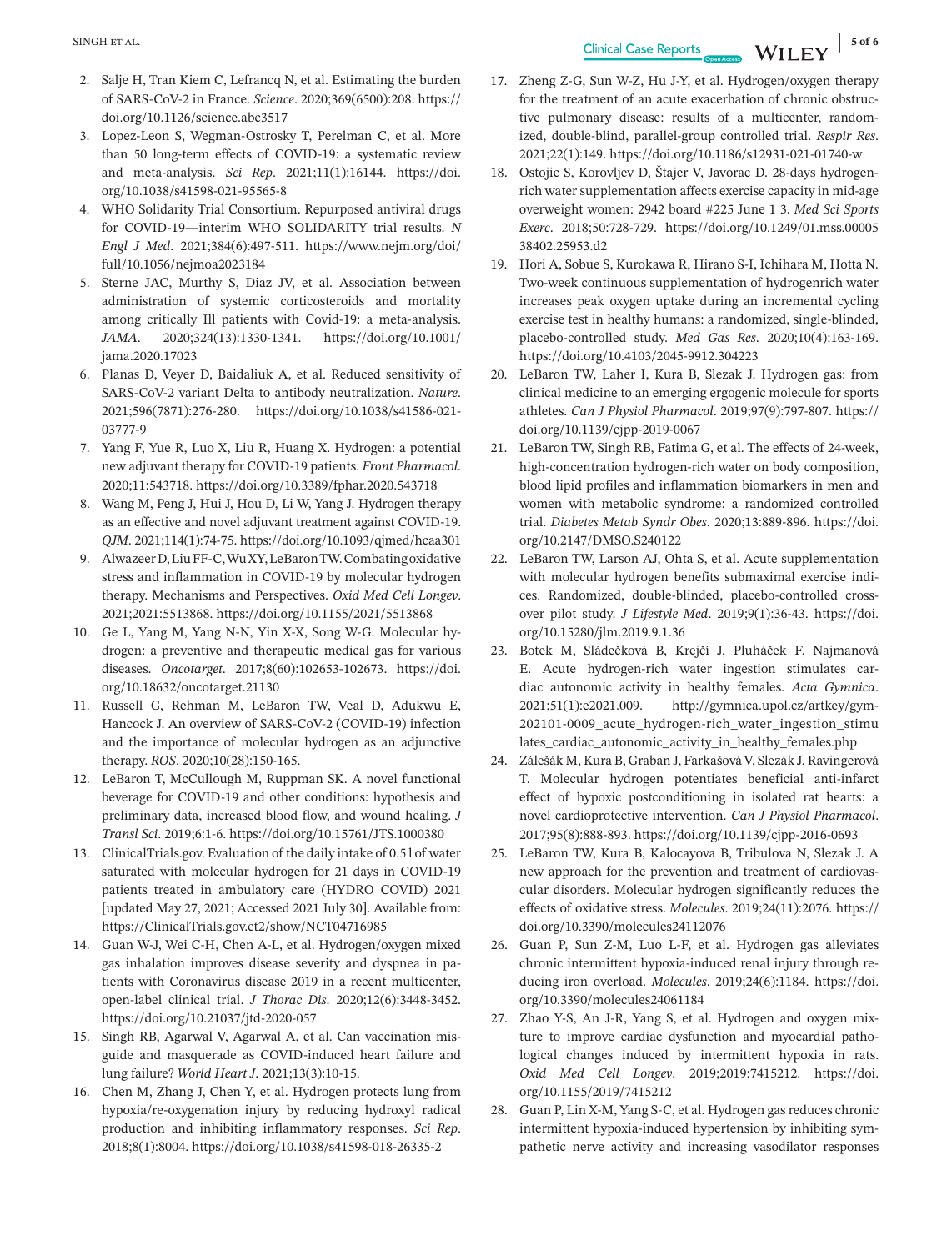2. Salje H, Tran Kiem C, Lefrancq N, et al. Estimating the burden of SARS-CoV-2 in France. *Science*. 2020;369(6500):208. https://doi.org/10.1126/science.abc3517
3. Lopez-Leon S, Wegman-Ostrosky T, Perelman C, et al. More than 50 long-term effects of COVID-19: a systematic review and meta-analysis. *Sci Rep*. 2021;11(1):16144. https://doi.org/10.1038/s41598-021-95565-8
4. WHO Solidarity Trial Consortium. Repurposed antiviral drugs for COVID-19—interim WHO SOLIDARITY trial results. *N Engl J Med*. 2021;384(6):497-511. https://www.nejm.org/doi/full/10.1056/nejmoa2023184
5. Sterne JAC, Murthy S, Diaz JV, et al. Association between administration of systemic corticosteroids and mortality among critically Ill patients with Covid-19: a meta-analysis. *JAMA*. 2020;324(13):1330-1341. https://doi.org/10.1001/jama.2020.17023
6. Planas D, Veyer D, Baidaliuk A, et al. Reduced sensitivity of SARS-CoV-2 variant Delta to antibody neutralization. *Nature*. 2021;596(7871):276-280. https://doi.org/10.1038/s41586-021-03777-9
7. Yang F, Yue R, Luo X, Liu R, Huang X. Hydrogen: a potential new adjuvant therapy for COVID-19 patients. *Front Pharmacol*. 2020;11:543718. https://doi.org/10.3389/fphar.2020.543718
8. Wang M, Peng J, Hui J, Hou D, Li W, Yang J. Hydrogen therapy as an effective and novel adjuvant treatment against COVID-19. *QJM*. 2021;114(1):74-75. https://doi.org/10.1093/qjmed/hcaa301
9. Alwazeer D, Liu FF-C, Wu XY, LeBaron TW. Combating oxidative stress and inflammation in COVID-19 by molecular hydrogen therapy. Mechanisms and Perspectives. *Oxid Med Cell Longev*. 2021;2021:5513868. https://doi.org/10.1155/2021/5513868
10. Ge L, Yang M, Yang N-N, Yin X-X, Song W-G. Molecular hydrogen: a preventive and therapeutic medical gas for various diseases. *Oncotarget*. 2017;8(60):102653-102673. https://doi.org/10.18632/oncotarget.21130
11. Russell G, Rehman M, LeBaron TW, Veal D, Adukwu E, Hancock J. An overview of SARS-CoV-2 (COVID-19) infection and the importance of molecular hydrogen as an adjunctive therapy. *ROS*. 2020;10(28):150-165.
12. LeBaron T, McCullough M, Ruppman SK. A novel functional beverage for COVID-19 and other conditions: hypothesis and preliminary data, increased blood flow, and wound healing. *J Transl Sci*. 2019;6:1-6. https://doi.org/10.15761/JTS.1000380
13. ClinicalTrials.gov. Evaluation of the daily intake of 0.5 l of water saturated with molecular hydrogen for 21 days in COVID-19 patients treated in ambulatory care (HYDRO COVID) 2021 [updated May 27, 2021; Accessed 2021 July 30]. Available from: https://ClinicalTrials.gov.ct2/show/NCT04716985
14. Guan W-J, Wei C-H, Chen A-L, et al. Hydrogen/oxygen mixed gas inhalation improves disease severity and dyspnea in patients with Coronavirus disease 2019 in a recent multicenter, open-label clinical trial. *J Thorac Dis*. 2020;12(6):3448-3452. https://doi.org/10.21037/jtd-2020-057
15. Singh RB, Agarwal V, Agarwal A, et al. Can vaccination misguide and masquerade as COVID-induced heart failure and lung failure? *World Heart J*. 2021;13(3):10-15.
16. Chen M, Zhang J, Chen Y, et al. Hydrogen protects lung from hypoxia/re-oxygenation injury by reducing hydroxyl radical production and inhibiting inflammatory responses. *Sci Rep*. 2018;8(1):8004. https://doi.org/10.1038/s41598-018-26335-2
17. Zheng Z-G, Sun W-Z, Hu J-Y, et al. Hydrogen/oxygen therapy for the treatment of an acute exacerbation of chronic obstructive pulmonary disease: results of a multicenter, randomized, double-blind, parallel-group controlled trial. *Respir Res*. 2021;22(1):149. https://doi.org/10.1186/s12931-021-01740-w
18. Ostojic S, Korovljev D, Štajer V, Javorac D. 28-days hydrogen-rich water supplementation affects exercise capacity in mid-age overweight women: 2942 board #225 June 1 3. *Med Sci Sports Exerc*. 2018;50:728-729. https://doi.org/10.1249/01.mss.0000538402.25953.d2
19. Hori A, Sobue S, Kurokawa R, Hirano S-I, Ichihara M, Hotta N. Two-week continuous supplementation of hydrogenrich water increases peak oxygen uptake during an incremental cycling exercise test in healthy humans: a randomized, single-blinded, placebo-controlled study. *Med Gas Res*. 2020;10(4):163-169. https://doi.org/10.4103/2045-9912.304223
20. LeBaron TW, Laher I, Kura B, Slezak J. Hydrogen gas: from clinical medicine to an emerging ergogenic molecule for sports athletes. *Can J Physiol Pharmacol*. 2019;97(9):797-807. https://doi.org/10.1139/cjpp-2019-0067
21. LeBaron TW, Singh RB, Fatima G, et al. The effects of 24-week, high-concentration hydrogen-rich water on body composition, blood lipid profiles and inflammation biomarkers in men and women with metabolic syndrome: a randomized controlled trial. *Diabetes Metab Syndr Obes*. 2020;13:889-896. https://doi.org/10.2147/DMSO.S240122
22. LeBaron TW, Larson AJ, Ohta S, et al. Acute supplementation with molecular hydrogen benefits submaximal exercise indices. Randomized, double-blinded, placebo-controlled crossover pilot study. *J Lifestyle Med*. 2019;9(1):36-43. https://doi.org/10.15280/jlm.2019.9.1.36
23. Botek M, Sládečková B, Krejčí J, Pluháček F, Najmanová E. Acute hydrogen-rich water ingestion stimulates cardiac autonomic activity in healthy females. *Acta Gymnica*. 2021;51(1):e2021.009. http://gymnica.upol.cz/artkey/gym-202101-0009_acute_hydrogen-rich_water_ingestion_stimulates_cardiac_autonomic_activity_in_healthy_females.php
24. Zálešák M, Kura B, Graban J, Farkašová V, Slezák J, Ravingerová T. Molecular hydrogen potentiates beneficial anti-infarct effect of hypoxic postconditioning in isolated rat hearts: a novel cardioprotective intervention. *Can J Physiol Pharmacol*. 2017;95(8):888-893. https://doi.org/10.1139/cjpp-2016-0693
25. LeBaron TW, Kura B, Kalocayova B, Tribulova N, Slezak J. A new approach for the prevention and treatment of cardiovascular disorders. Molecular hydrogen significantly reduces the effects of oxidative stress. *Molecules*. 2019;24(11):2076. https://doi.org/10.3390/molecules24112076
26. Guan P, Sun Z-M, Luo L-F, et al. Hydrogen gas alleviates chronic intermittent hypoxia-induced renal injury through reducing iron overload. *Molecules*. 2019;24(6):1184. https://doi.org/10.3390/molecules24061184
27. Zhao Y-S, An J-R, Yang S, et al. Hydrogen and oxygen mixture to improve cardiac dysfunction and myocardial pathological changes induced by intermittent hypoxia in rats. *Oxid Med Cell Longev*. 2019;2019:7415212. https://doi.org/10.1155/2019/7415212
28. Guan P, Lin X-M, Yang S-C, et al. Hydrogen gas reduces chronic intermittent hypoxia-induced hypertension by inhibiting sympathetic nerve activity and increasing vasodilator responses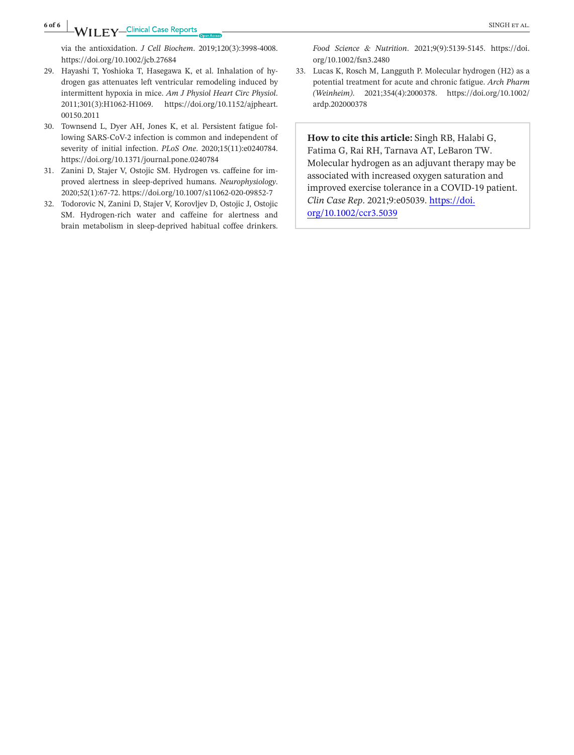via the antioxidation. *J Cell Biochem*. 2019;120(3):3998-4008. https://doi.org/10.1002/jcb.27684

29. Hayashi T, Yoshioka T, Hasegawa K, et al. Inhalation of hydrogen gas attenuates left ventricular remodeling induced by intermittent hypoxia in mice. *Am J Physiol Heart Circ Physiol*. 2011;301(3):H1062-H1069. https://doi.org/10.1152/ajpheart.00150.2011
30. Townsend L, Dyer AH, Jones K, et al. Persistent fatigue following SARS-CoV-2 infection is common and independent of severity of initial infection. *PLoS One*. 2020;15(11):e0240784. https://doi.org/10.1371/journal.pone.0240784
31. Zanini D, Stajer V, Ostojic SM. Hydrogen vs. caffeine for improved alertness in sleep-deprived humans. *Neurophysiology*. 2020;52(1):67-72. https://doi.org/10.1007/s11062-020-09852-7
32. Todorovic N, Zanini D, Stajer V, Korovljev D, Ostojic J, Ostojic SM. Hydrogen-rich water and caffeine for alertness and brain metabolism in sleep-deprived habitual coffee drinkers. *Food Science & Nutrition*. 2021;9(9):5139-5145. https://doi.org/10.1002/fsn3.2480
33. Lucas K, Rosch M, Langguth P. Molecular hydrogen (H2) as a potential treatment for acute and chronic fatigue. *Arch Pharm (Weinheim)*. 2021;354(4):2000378. https://doi.org/10.1002/ardp.202000378

**How to cite this article:** Singh RB, Halabi G, Fatima G, Rai RH, Tarnava AT, LeBaron TW. Molecular hydrogen as an adjuvant therapy may be associated with increased oxygen saturation and improved exercise tolerance in a COVID-19 patient. *Clin Case Rep*. 2021;9:e05039. https://doi.org/10.1002/ccr3.5039